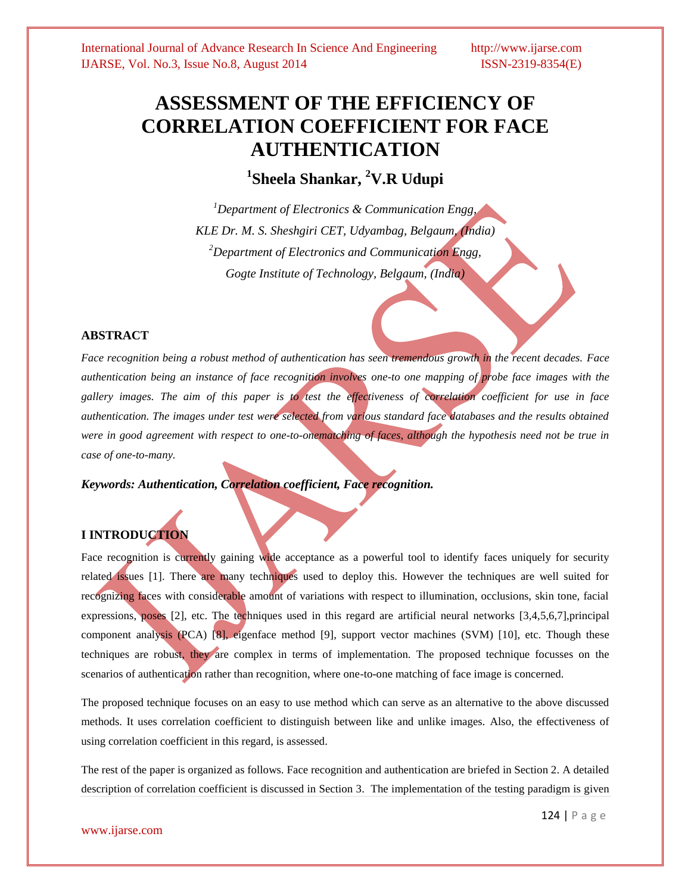# ASSESSMENT OF THE EFFICIENCY OF CORRELATION COEFFICIENT FOR FACE AUTHENTICATION

## [1]Sheela Shankar, [2]V.R Udupi

*[1]Department of Electronics & Communication Engg, KLE Dr. M. S. Sheshgiri CET, Udyambag, Belgaum, (India)*

*[2]Department of Electronics and Communication Engg, Gogte Institute of Technology, Belgaum, (India)*

### ABSTRACT

*Face recognition being a robust method of authentication has seen tremendous growth in the recent decades. Face authentication being an instance of face recognition involves one-to one mapping of probe face images with the gallery images. The aim of this paper is to test the effectiveness of correlation coefficient for use in face authentication. The images under test were selected from various standard face databases and the results obtained were in good agreement with respect to one-to-onematching of faces, although the hypothesis need not be true in case of one-to-many.*

***Keywords: Authentication, Correlation coefficient, Face recognition.***

### I INTRODUCTION

Face recognition is currently gaining wide acceptance as a powerful tool to identify faces uniquely for security related issues [1]. There are many techniques used to deploy this. However the techniques are well suited for recognizing faces with considerable amount of variations with respect to illumination, occlusions, skin tone, facial expressions, poses [2], etc. The techniques used in this regard are artificial neural networks [3,4,5,6,7],principal component analysis (PCA) [8], eigenface method [9], support vector machines (SVM) [10], etc. Though these techniques are robust, they are complex in terms of implementation. The proposed technique focusses on the scenarios of authentication rather than recognition, where one-to-one matching of face image is concerned.

The proposed technique focuses on an easy to use method which can serve as an alternative to the above discussed methods. It uses correlation coefficient to distinguish between like and unlike images. Also, the effectiveness of using correlation coefficient in this regard, is assessed.

The rest of the paper is organized as follows. Face recognition and authentication are briefed in Section 2. A detailed description of correlation coefficient is discussed in Section 3. The implementation of the testing paradigm is given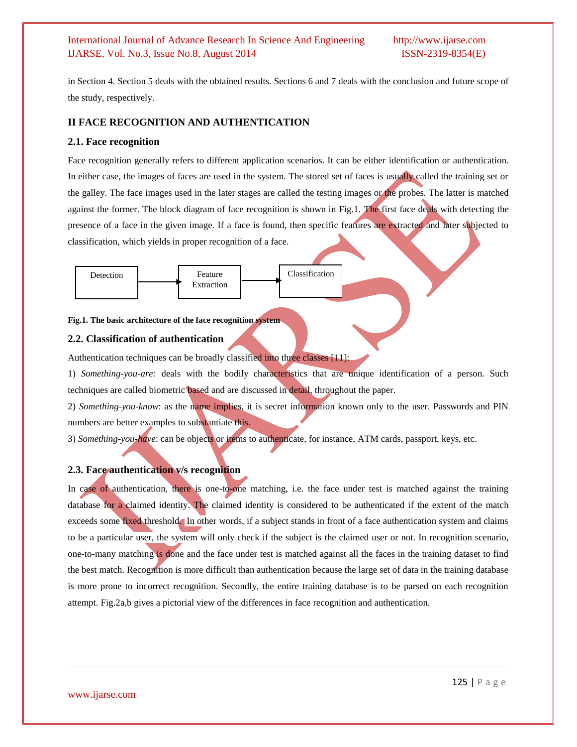in Section 4. Section 5 deals with the obtained results. Sections 6 and 7 deals with the conclusion and future scope of the study, respectively.

## II FACE RECOGNITION AND AUTHENTICATION

### 2.1. Face recognition

Face recognition generally refers to different application scenarios. It can be either identification or authentication. In either case, the images of faces are used in the system. The stored set of faces is usually called the training set or the galley. The face images used in the later stages are called the testing images or the probes. The latter is matched against the former. The block diagram of face recognition is shown in Fig.1. The first face deals with detecting the presence of a face in the given image. If a face is found, then specific features are extracted and later subjected to classification, which yields in proper recognition of a face.

Detection → Feature Extraction → Classification

**Fig.1. The basic architecture of the face recognition system**

### 2.2. Classification of authentication

Authentication techniques can be broadly classified into three classes [11]:

1) *Something-you-are:* deals with the bodily characteristics that are unique identification of a person. Such techniques are called biometric based and are discussed in detail, throughout the paper.

2) *Something-you-know*: as the name implies, it is secret information known only to the user. Passwords and PIN numbers are better examples to substantiate this.

3) *Something-you-have*: can be objects or items to authenticate, for instance, ATM cards, passport, keys, etc.

### 2.3. Face authentication v/s recognition

In case of authentication, there is one-to-one matching, i.e. the face under test is matched against the training database for a claimed identity. The claimed identity is considered to be authenticated if the extent of the match exceeds some fixed threshold. In other words, if a subject stands in front of a face authentication system and claims to be a particular user, the system will only check if the subject is the claimed user or not. In recognition scenario, one-to-many matching is done and the face under test is matched against all the faces in the training dataset to find the best match. Recognition is more difficult than authentication because the large set of data in the training database is more prone to incorrect recognition. Secondly, the entire training database is to be parsed on each recognition attempt. Fig.2a,b gives a pictorial view of the differences in face recognition and authentication.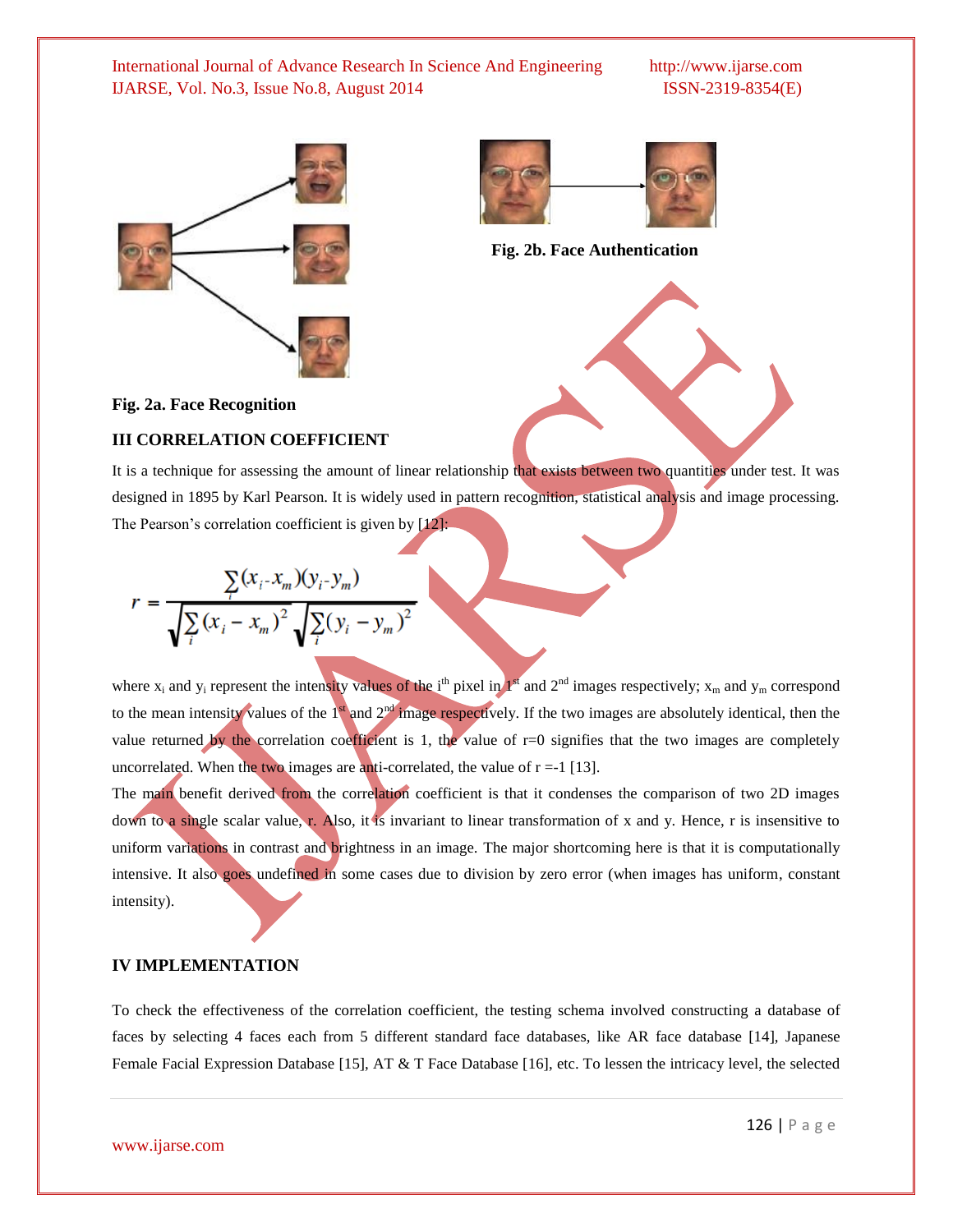Fig. 2a. Face Recognition

Fig. 2b. Face Authentication

## III CORRELATION COEFFICIENT

It is a technique for assessing the amount of linear relationship that exists between two quantities under test. It was designed in 1895 by Karl Pearson. It is widely used in pattern recognition, statistical analysis and image processing. The Pearson's correlation coefficient is given by [12]:

$$r = \frac{\sum_i (x_i - x_m)(y_i - y_m)}{\sqrt{\sum_i (x_i - x_m)^2}\sqrt{\sum_i (y_i - y_m)^2}}$$

where $x_i$ and $y_i$ represent the intensity values of the $i^{th}$ pixel in 1st and 2nd images respectively; $x_m$ and $y_m$ correspond to the mean intensity values of the 1st and 2nd image respectively. If the two images are absolutely identical, then the value returned by the correlation coefficient is 1, the value of r=0 signifies that the two images are completely uncorrelated. When the two images are anti-correlated, the value of r =-1 [13].

The main benefit derived from the correlation coefficient is that it condenses the comparison of two 2D images down to a single scalar value, r. Also, it is invariant to linear transformation of x and y. Hence, r is insensitive to uniform variations in contrast and brightness in an image. The major shortcoming here is that it is computationally intensive. It also goes undefined in some cases due to division by zero error (when images has uniform, constant intensity).

## IV IMPLEMENTATION

To check the effectiveness of the correlation coefficient, the testing schema involved constructing a database of faces by selecting 4 faces each from 5 different standard face databases, like AR face database [14], Japanese Female Facial Expression Database [15], AT & T Face Database [16], etc. To lessen the intricacy level, the selected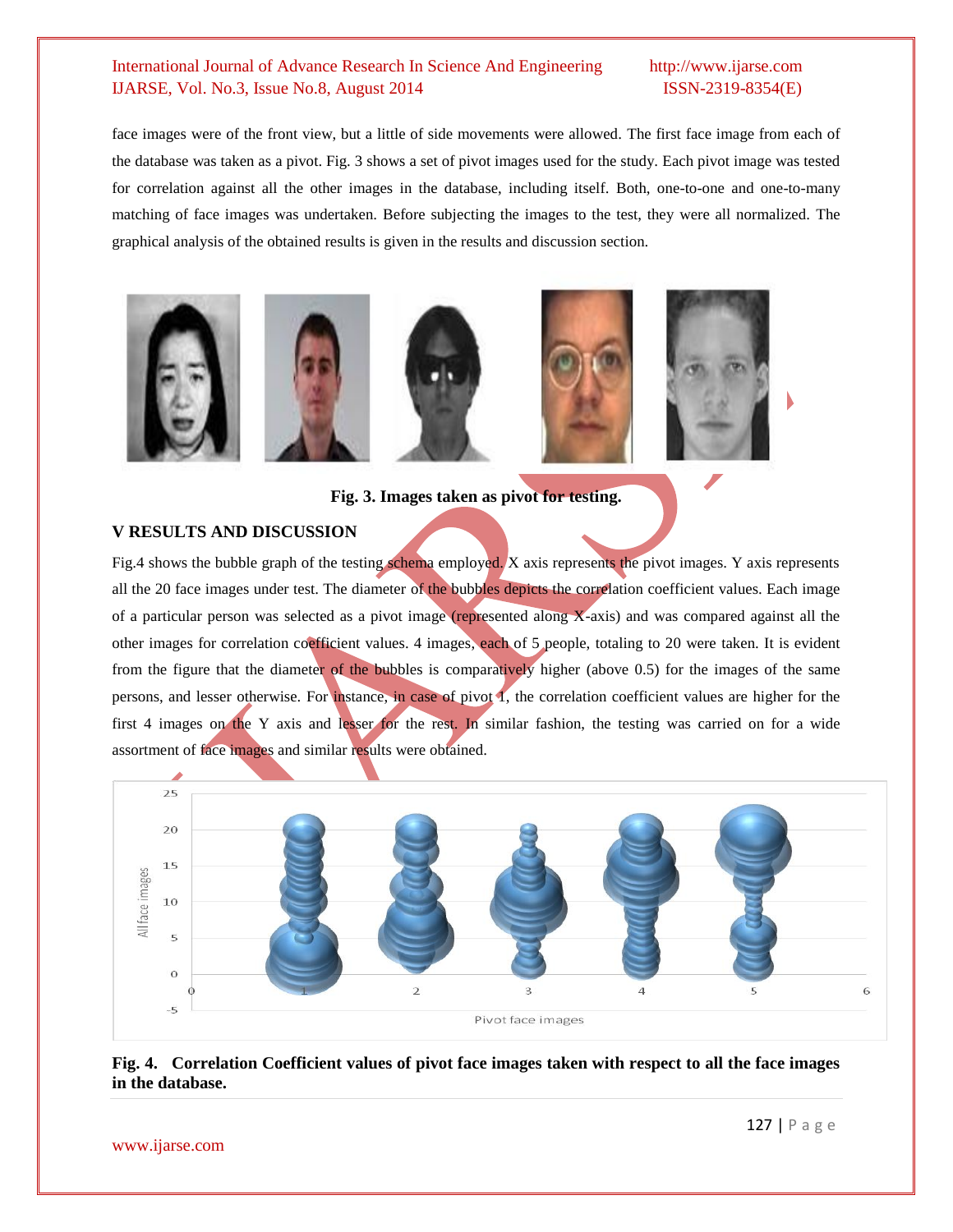face images were of the front view, but a little of side movements were allowed. The first face image from each of the database was taken as a pivot. Fig. 3 shows a set of pivot images used for the study. Each pivot image was tested for correlation against all the other images in the database, including itself. Both, one-to-one and one-to-many matching of face images was undertaken. Before subjecting the images to the test, they were all normalized. The graphical analysis of the obtained results is given in the results and discussion section.

**Fig. 3. Images taken as pivot for testing.**

## V RESULTS AND DISCUSSION

Fig.4 shows the bubble graph of the testing schema employed. X axis represents the pivot images. Y axis represents all the 20 face images under test. The diameter of the bubbles depicts the correlation coefficient values. Each image of a particular person was selected as a pivot image (represented along X-axis) and was compared against all the other images for correlation coefficient values. 4 images, each of 5 people, totaling to 20 were taken. It is evident from the figure that the diameter of the bubbles is comparatively higher (above 0.5) for the images of the same persons, and lesser otherwise. For instance, in case of pivot 1, the correlation coefficient values are higher for the first 4 images on the Y axis and lesser for the rest. In similar fashion, the testing was carried on for a wide assortment of face images and similar results were obtained.

**Fig. 4. Correlation Coefficient values of pivot face images taken with respect to all the face images in the database.**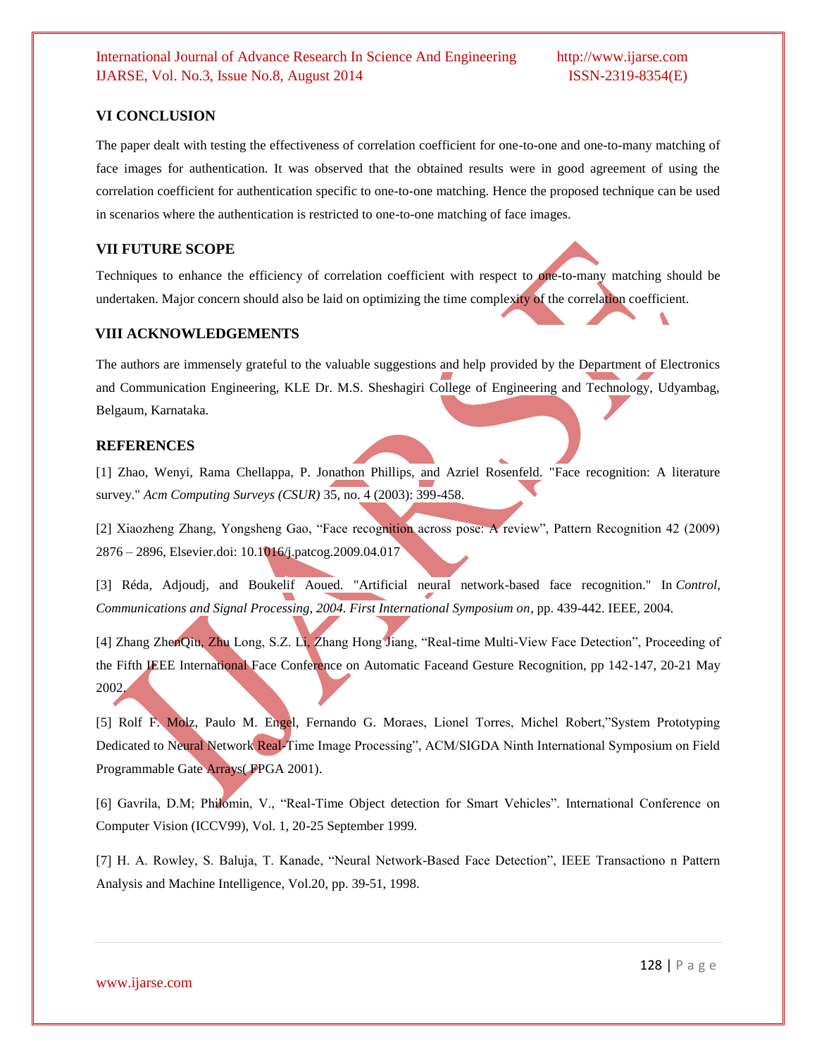## VI CONCLUSION

The paper dealt with testing the effectiveness of correlation coefficient for one-to-one and one-to-many matching of face images for authentication. It was observed that the obtained results were in good agreement of using the correlation coefficient for authentication specific to one-to-one matching. Hence the proposed technique can be used in scenarios where the authentication is restricted to one-to-one matching of face images.

## VII FUTURE SCOPE

Techniques to enhance the efficiency of correlation coefficient with respect to one-to-many matching should be undertaken. Major concern should also be laid on optimizing the time complexity of the correlation coefficient.

## VIII ACKNOWLEDGEMENTS

The authors are immensely grateful to the valuable suggestions and help provided by the Department of Electronics and Communication Engineering, KLE Dr. M.S. Sheshagiri College of Engineering and Technology, Udyambag, Belgaum, Karnataka.

## REFERENCES

[1] Zhao, Wenyi, Rama Chellappa, P. Jonathon Phillips, and Azriel Rosenfeld. "Face recognition: A literature survey." *Acm Computing Surveys (CSUR)* 35, no. 4 (2003): 399-458.

[2] Xiaozheng Zhang, Yongsheng Gao, "Face recognition across pose: A review", Pattern Recognition 42 (2009) 2876 – 2896, Elsevier.doi: 10.1016/j.patcog.2009.04.017

[3] Réda, Adjoudj, and Boukelif Aoued. "Artificial neural network-based face recognition." In *Control, Communications and Signal Processing, 2004. First International Symposium on*, pp. 439-442. IEEE, 2004.

[4] Zhang ZhenQiu, Zhu Long, S.Z. Li, Zhang Hong Jiang, "Real-time Multi-View Face Detection", Proceeding of the Fifth IEEE International Face Conference on Automatic Faceand Gesture Recognition, pp 142-147, 20-21 May 2002.

[5] Rolf F. Molz, Paulo M. Engel, Fernando G. Moraes, Lionel Torres, Michel Robert,"System Prototyping Dedicated to Neural Network Real-Time Image Processing", ACM/SIGDA Ninth International Symposium on Field Programmable Gate Arrays( FPGA 2001).

[6] Gavrila, D.M; Philomin, V., "Real-Time Object detection for Smart Vehicles". International Conference on Computer Vision (ICCV99), Vol. 1, 20-25 September 1999.

[7] H. A. Rowley, S. Baluja, T. Kanade, "Neural Network-Based Face Detection", IEEE Transactiono n Pattern Analysis and Machine Intelligence, Vol.20, pp. 39-51, 1998.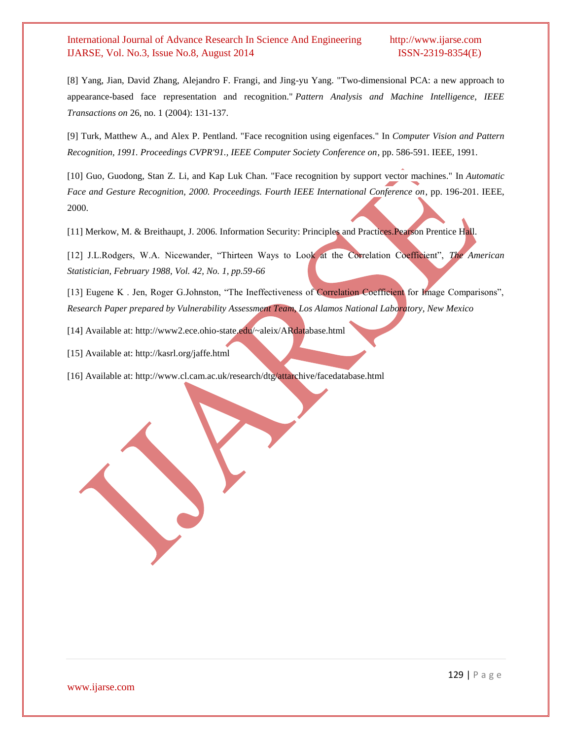[8] Yang, Jian, David Zhang, Alejandro F. Frangi, and Jing-yu Yang. "Two-dimensional PCA: a new approach to appearance-based face representation and recognition." *Pattern Analysis and Machine Intelligence, IEEE Transactions on* 26, no. 1 (2004): 131-137.

[9] Turk, Matthew A., and Alex P. Pentland. "Face recognition using eigenfaces." In *Computer Vision and Pattern Recognition, 1991. Proceedings CVPR'91., IEEE Computer Society Conference on*, pp. 586-591. IEEE, 1991.

[10] Guo, Guodong, Stan Z. Li, and Kap Luk Chan. "Face recognition by support vector machines." In *Automatic Face and Gesture Recognition, 2000. Proceedings. Fourth IEEE International Conference on*, pp. 196-201. IEEE, 2000.

[11] Merkow, M. & Breithaupt, J. 2006. Information Security: Principles and Practices.Pearson Prentice Hall.

[12] J.L.Rodgers, W.A. Nicewander, "Thirteen Ways to Look at the Correlation Coefficient", *The American Statistician, February 1988, Vol. 42, No. 1, pp.59-66*

[13] Eugene K . Jen, Roger G.Johnston, "The Ineffectiveness of Correlation Coefficient for Image Comparisons", *Research Paper prepared by Vulnerability Assessment Team, Los Alamos National Laboratory, New Mexico*

[14] Available at: http://www2.ece.ohio-state.edu/~aleix/ARdatabase.html

[15] Available at: http://kasrl.org/jaffe.html

[16] Available at: http://www.cl.cam.ac.uk/research/dtg/attarchive/facedatabase.html